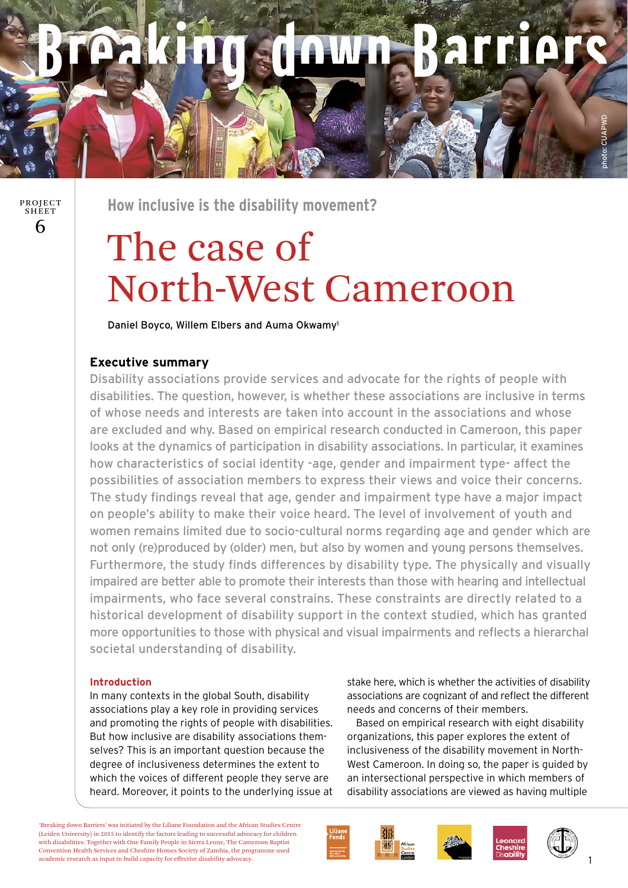# Breaking down Barriers

PROJECT SHEET 6

## How inclusive is the disability movement?

# The case of North-West Cameroon

Daniel Boyco, Willem Elbers and Auma Okwamy[1]

### Executive summary

Disability associations provide services and advocate for the rights of people with disabilities. The question, however, is whether these associations are inclusive in terms of whose needs and interests are taken into account in the associations and whose are excluded and why. Based on empirical research conducted in Cameroon, this paper looks at the dynamics of participation in disability associations. In particular, it examines how characteristics of social identity -age, gender and impairment type- affect the possibilities of association members to express their views and voice their concerns. The study findings reveal that age, gender and impairment type have a major impact on people's ability to make their voice heard. The level of involvement of youth and women remains limited due to socio-cultural norms regarding age and gender which are not only (re)produced by (older) men, but also by women and young persons themselves. Furthermore, the study finds differences by disability type. The physically and visually impaired are better able to promote their interests than those with hearing and intellectual impairments, who face several constrains. These constraints are directly related to a historical development of disability support in the context studied, which has granted more opportunities to those with physical and visual impairments and reflects a hierarchal societal understanding of disability.

### Introduction

In many contexts in the global South, disability associations play a key role in providing services and promoting the rights of people with disabilities. But how inclusive are disability associations themselves? This is an important question because the degree of inclusiveness determines the extent to which the voices of different people they serve are heard. Moreover, it points to the underlying issue at stake here, which is whether the activities of disability associations are cognizant of and reflect the different needs and concerns of their members.

Based on empirical research with eight disability organizations, this paper explores the extent of inclusiveness of the disability movement in North-West Cameroon. In doing so, the paper is guided by an intersectional perspective in which members of disability associations are viewed as having multiple

[1] 'Breaking down Barriers' was initiated by the Liliane Foundation and the African Studies Centre (Leiden University) in 2015 to identify the factors leading to successful advocacy for children with disabilities. Together with One Family People in Sierra Leone, The Cameroon Baptist Convention Health Services and Cheshire Homes Society of Zambia, the programme used academic research as input to build capacity for effective disability advocacy.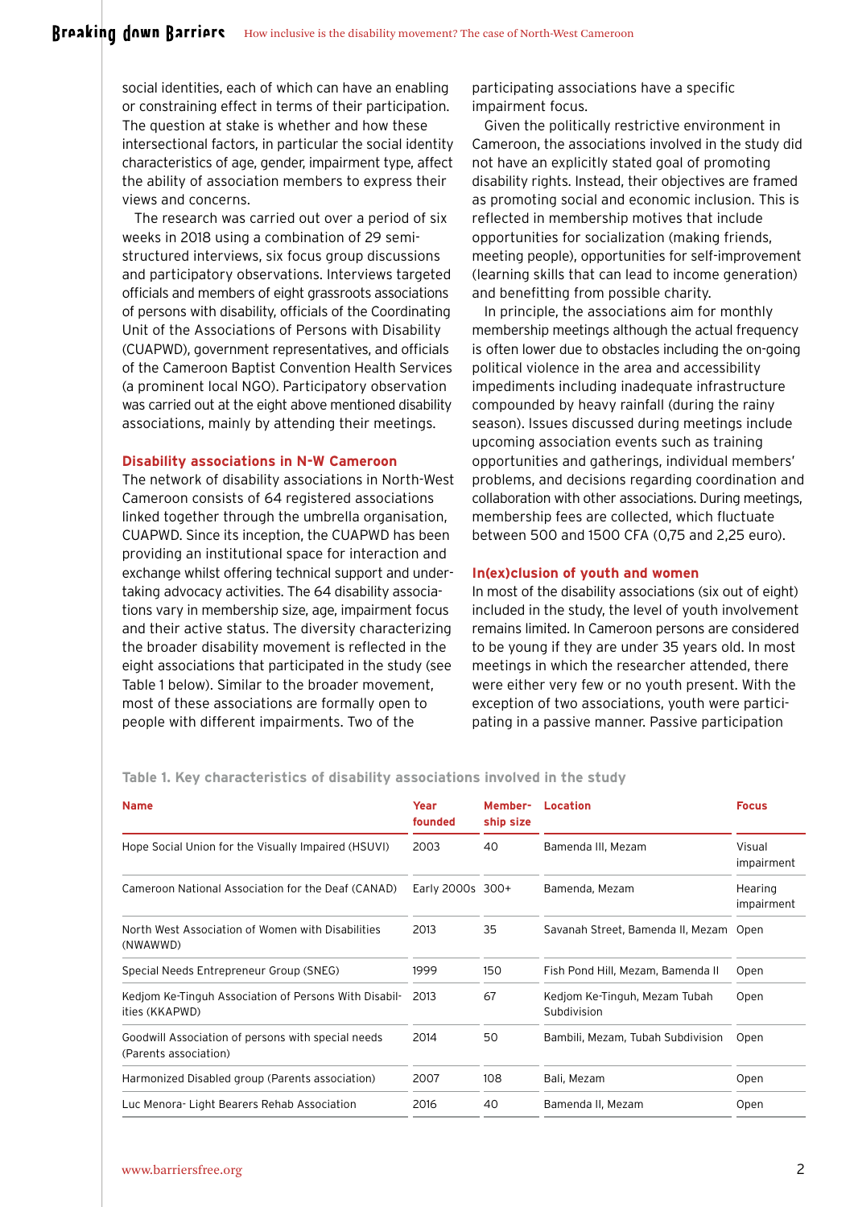social identities, each of which can have an enabling or constraining effect in terms of their participation. The question at stake is whether and how these intersectional factors, in particular the social identity characteristics of age, gender, impairment type, affect the ability of association members to express their views and concerns.

The research was carried out over a period of six weeks in 2018 using a combination of 29 semi-structured interviews, six focus group discussions and participatory observations. Interviews targeted officials and members of eight grassroots associations of persons with disability, officials of the Coordinating Unit of the Associations of Persons with Disability (CUAPWD), government representatives, and officials of the Cameroon Baptist Convention Health Services (a prominent local NGO). Participatory observation was carried out at the eight above mentioned disability associations, mainly by attending their meetings.

### Disability associations in N-W Cameroon

The network of disability associations in North-West Cameroon consists of 64 registered associations linked together through the umbrella organisation, CUAPWD. Since its inception, the CUAPWD has been providing an institutional space for interaction and exchange whilst offering technical support and undertaking advocacy activities. The 64 disability associations vary in membership size, age, impairment focus and their active status. The diversity characterizing the broader disability movement is reflected in the eight associations that participated in the study (see Table 1 below). Similar to the broader movement, most of these associations are formally open to people with different impairments. Two of the participating associations have a specific impairment focus.

Given the politically restrictive environment in Cameroon, the associations involved in the study did not have an explicitly stated goal of promoting disability rights. Instead, their objectives are framed as promoting social and economic inclusion. This is reflected in membership motives that include opportunities for socialization (making friends, meeting people), opportunities for self-improvement (learning skills that can lead to income generation) and benefitting from possible charity.

In principle, the associations aim for monthly membership meetings although the actual frequency is often lower due to obstacles including the on-going political violence in the area and accessibility impediments including inadequate infrastructure compounded by heavy rainfall (during the rainy season). Issues discussed during meetings include upcoming association events such as training opportunities and gatherings, individual members' problems, and decisions regarding coordination and collaboration with other associations. During meetings, membership fees are collected, which fluctuate between 500 and 1500 CFA (0,75 and 2,25 euro).

### In(ex)clusion of youth and women

In most of the disability associations (six out of eight) included in the study, the level of youth involvement remains limited. In Cameroon persons are considered to be young if they are under 35 years old. In most meetings in which the researcher attended, there were either very few or no youth present. With the exception of two associations, youth were participating in a passive manner. Passive participation

**Table 1. Key characteristics of disability associations involved in the study**

| Name | Year founded | Membership size | Location | Focus |
|---|---|---|---|---|
| Hope Social Union for the Visually Impaired (HSUVI) | 2003 | 40 | Bamenda III, Mezam | Visual impairment |
| Cameroon National Association for the Deaf (CANAD) | Early 2000s | 300+ | Bamenda, Mezam | Hearing impairment |
| North West Association of Women with Disabilities (NWAWWD) | 2013 | 35 | Savanah Street, Bamenda II, Mezam | Open |
| Special Needs Entrepreneur Group (SNEG) | 1999 | 150 | Fish Pond Hill, Mezam, Bamenda II | Open |
| Kedjom Ke-Tinguh Association of Persons With Disabilities (KKAPWD) | 2013 | 67 | Kedjom Ke-Tinguh, Mezam Tubah Subdivision | Open |
| Goodwill Association of persons with special needs (Parents association) | 2014 | 50 | Bambili, Mezam, Tubah Subdivision | Open |
| Harmonized Disabled group (Parents association) | 2007 | 108 | Bali, Mezam | Open |
| Luc Menora- Light Bearers Rehab Association | 2016 | 40 | Bamenda II, Mezam | Open |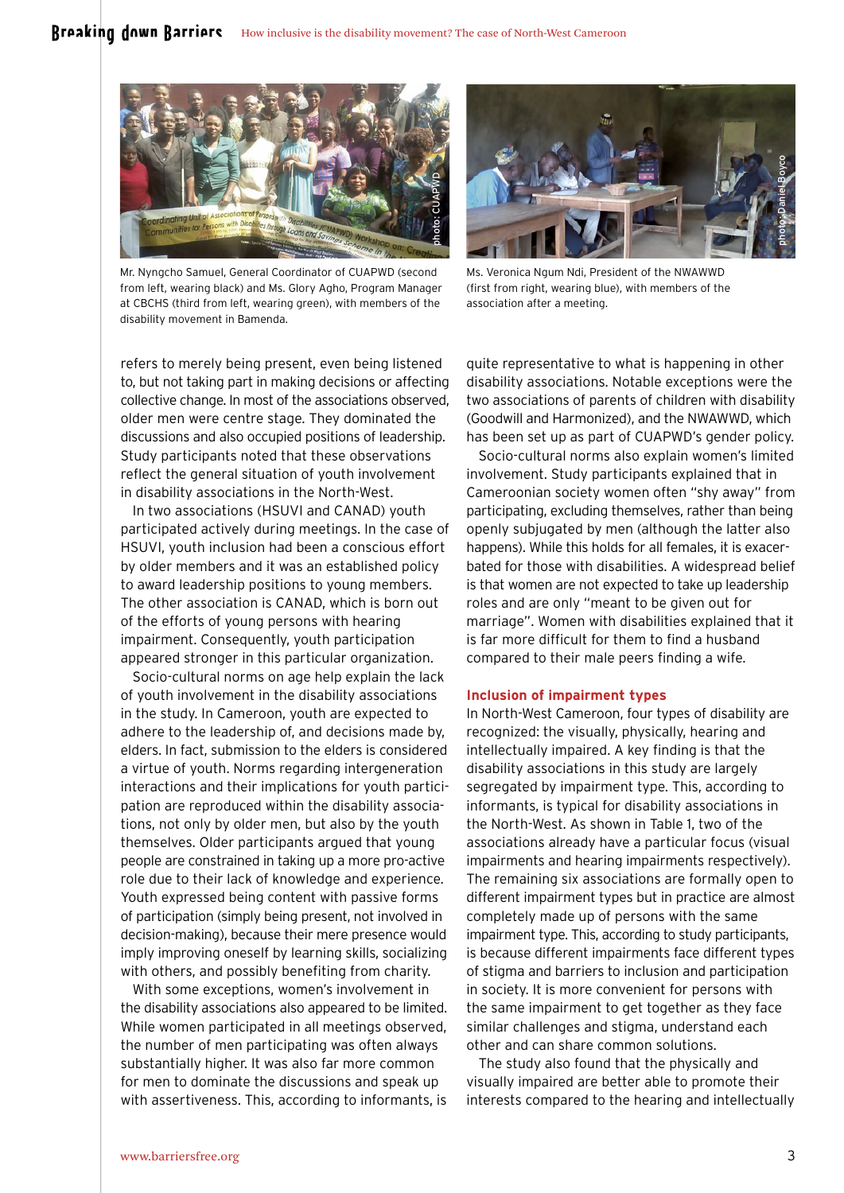Mr. Nyngcho Samuel, General Coordinator of CUAPWD (second from left, wearing black) and Ms. Glory Agho, Program Manager at CBCHS (third from left, wearing green), with members of the disability movement in Bamenda.

Ms. Veronica Ngum Ndi, President of the NWAWWD (first from right, wearing blue), with members of the association after a meeting.

refers to merely being present, even being listened to, but not taking part in making decisions or affecting collective change. In most of the associations observed, older men were centre stage. They dominated the discussions and also occupied positions of leadership. Study participants noted that these observations reflect the general situation of youth involvement in disability associations in the North-West.

In two associations (HSUVI and CANAD) youth participated actively during meetings. In the case of HSUVI, youth inclusion had been a conscious effort by older members and it was an established policy to award leadership positions to young members. The other association is CANAD, which is born out of the efforts of young persons with hearing impairment. Consequently, youth participation appeared stronger in this particular organization.

Socio-cultural norms on age help explain the lack of youth involvement in the disability associations in the study. In Cameroon, youth are expected to adhere to the leadership of, and decisions made by, elders. In fact, submission to the elders is considered a virtue of youth. Norms regarding intergeneration interactions and their implications for youth participation are reproduced within the disability associations, not only by older men, but also by the youth themselves. Older participants argued that young people are constrained in taking up a more pro-active role due to their lack of knowledge and experience. Youth expressed being content with passive forms of participation (simply being present, not involved in decision-making), because their mere presence would imply improving oneself by learning skills, socializing with others, and possibly benefiting from charity.

With some exceptions, women's involvement in the disability associations also appeared to be limited. While women participated in all meetings observed, the number of men participating was often always substantially higher. It was also far more common for men to dominate the discussions and speak up with assertiveness. This, according to informants, is quite representative to what is happening in other disability associations. Notable exceptions were the two associations of parents of children with disability (Goodwill and Harmonized), and the NWAWWD, which has been set up as part of CUAPWD's gender policy.

Socio-cultural norms also explain women's limited involvement. Study participants explained that in Cameroonian society women often "shy away" from participating, excluding themselves, rather than being openly subjugated by men (although the latter also happens). While this holds for all females, it is exacerbated for those with disabilities. A widespread belief is that women are not expected to take up leadership roles and are only "meant to be given out for marriage". Women with disabilities explained that it is far more difficult for them to find a husband compared to their male peers finding a wife.

### Inclusion of impairment types

In North-West Cameroon, four types of disability are recognized: the visually, physically, hearing and intellectually impaired. A key finding is that the disability associations in this study are largely segregated by impairment type. This, according to informants, is typical for disability associations in the North-West. As shown in Table 1, two of the associations already have a particular focus (visual impairments and hearing impairments respectively). The remaining six associations are formally open to different impairment types but in practice are almost completely made up of persons with the same impairment type. This, according to study participants, is because different impairments face different types of stigma and barriers to inclusion and participation in society. It is more convenient for persons with the same impairment to get together as they face similar challenges and stigma, understand each other and can share common solutions.

The study also found that the physically and visually impaired are better able to promote their interests compared to the hearing and intellectually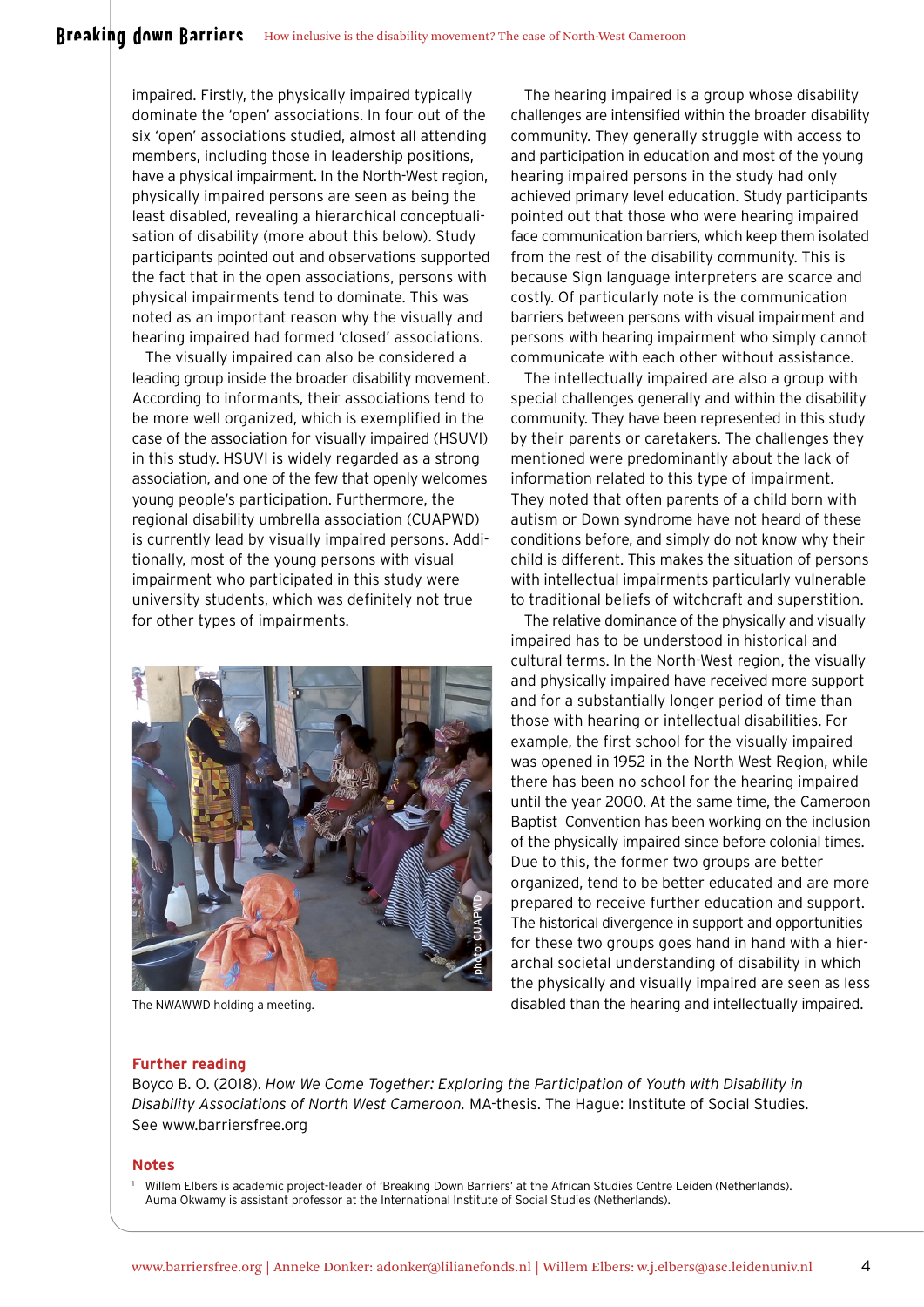impaired. Firstly, the physically impaired typically dominate the 'open' associations. In four out of the six 'open' associations studied, almost all attending members, including those in leadership positions, have a physical impairment. In the North-West region, physically impaired persons are seen as being the least disabled, revealing a hierarchical conceptualisation of disability (more about this below). Study participants pointed out and observations supported the fact that in the open associations, persons with physical impairments tend to dominate. This was noted as an important reason why the visually and hearing impaired had formed 'closed' associations.

The visually impaired can also be considered a leading group inside the broader disability movement. According to informants, their associations tend to be more well organized, which is exemplified in the case of the association for visually impaired (HSUVI) in this study. HSUVI is widely regarded as a strong association, and one of the few that openly welcomes young people's participation. Furthermore, the regional disability umbrella association (CUAPWD) is currently lead by visually impaired persons. Additionally, most of the young persons with visual impairment who participated in this study were university students, which was definitely not true for other types of impairments.

The NWAWWD holding a meeting.

The hearing impaired is a group whose disability challenges are intensified within the broader disability community. They generally struggle with access to and participation in education and most of the young hearing impaired persons in the study had only achieved primary level education. Study participants pointed out that those who were hearing impaired face communication barriers, which keep them isolated from the rest of the disability community. This is because Sign language interpreters are scarce and costly. Of particularly note is the communication barriers between persons with visual impairment and persons with hearing impairment who simply cannot communicate with each other without assistance.

The intellectually impaired are also a group with special challenges generally and within the disability community. They have been represented in this study by their parents or caretakers. The challenges they mentioned were predominantly about the lack of information related to this type of impairment. They noted that often parents of a child born with autism or Down syndrome have not heard of these conditions before, and simply do not know why their child is different. This makes the situation of persons with intellectual impairments particularly vulnerable to traditional beliefs of witchcraft and superstition.

The relative dominance of the physically and visually impaired has to be understood in historical and cultural terms. In the North-West region, the visually and physically impaired have received more support and for a substantially longer period of time than those with hearing or intellectual disabilities. For example, the first school for the visually impaired was opened in 1952 in the North West Region, while there has been no school for the hearing impaired until the year 2000. At the same time, the Cameroon Baptist Convention has been working on the inclusion of the physically impaired since before colonial times. Due to this, the former two groups are better organized, tend to be better educated and are more prepared to receive further education and support. The historical divergence in support and opportunities for these two groups goes hand in hand with a hierarchal societal understanding of disability in which the physically and visually impaired are seen as less disabled than the hearing and intellectually impaired.

## Further reading

Boyco B. O. (2018). *How We Come Together: Exploring the Participation of Youth with Disability in Disability Associations of North West Cameroon.* MA-thesis. The Hague: Institute of Social Studies. See www.barriersfree.org

## Notes

[1] Willem Elbers is academic project-leader of 'Breaking Down Barriers' at the African Studies Centre Leiden (Netherlands). Auma Okwamy is assistant professor at the International Institute of Social Studies (Netherlands).